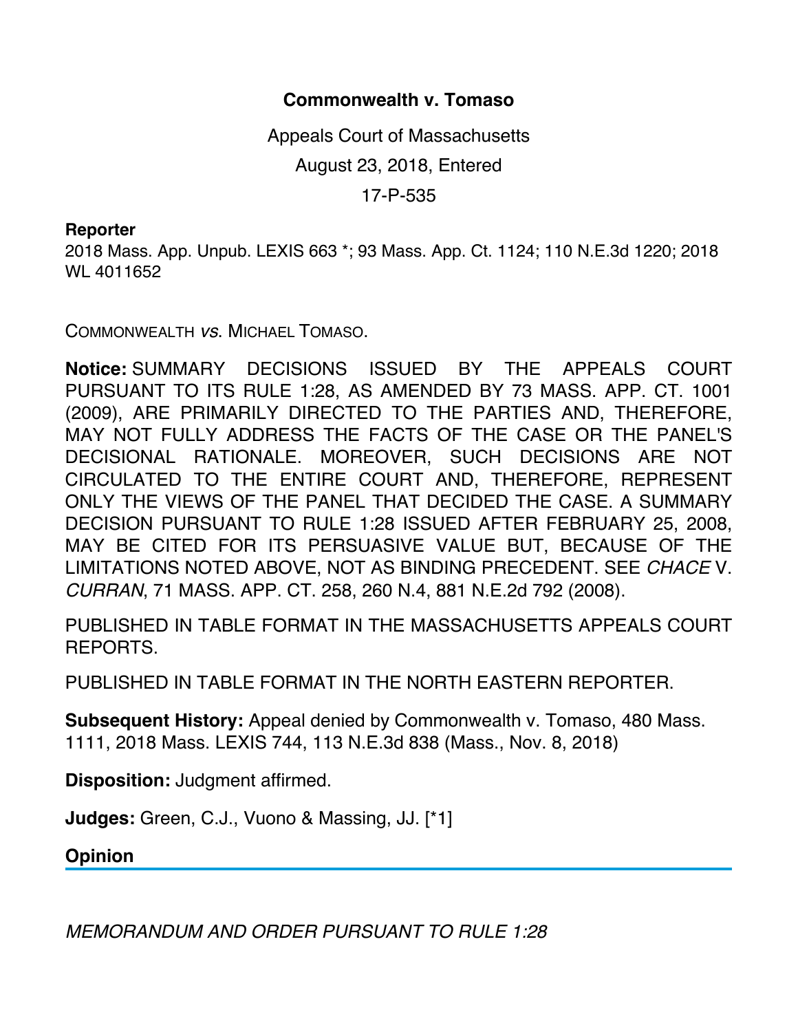# Commonwealth v. Tomaso

Appeals Court of Massachusetts

August 23, 2018, Entered

17-P-535

**Reporter**

2018 Mass. App. Unpub. LEXIS 663 *; 93 Mass. App. Ct. 1124; 110 N.E.3d 1220; 2018 WL 4011652

COMMONWEALTH *vs.* MICHAEL TOMASO.

**Notice:** SUMMARY DECISIONS ISSUED BY THE APPEALS COURT PURSUANT TO ITS RULE 1:28, AS AMENDED BY 73 MASS. APP. CT. 1001 (2009), ARE PRIMARILY DIRECTED TO THE PARTIES AND, THEREFORE, MAY NOT FULLY ADDRESS THE FACTS OF THE CASE OR THE PANEL'S DECISIONAL RATIONALE. MOREOVER, SUCH DECISIONS ARE NOT CIRCULATED TO THE ENTIRE COURT AND, THEREFORE, REPRESENT ONLY THE VIEWS OF THE PANEL THAT DECIDED THE CASE. A SUMMARY DECISION PURSUANT TO RULE 1:28 ISSUED AFTER FEBRUARY 25, 2008, MAY BE CITED FOR ITS PERSUASIVE VALUE BUT, BECAUSE OF THE LIMITATIONS NOTED ABOVE, NOT AS BINDING PRECEDENT. SEE *CHACE* V. *CURRAN*, 71 MASS. APP. CT. 258, 260 N.4, 881 N.E.2d 792 (2008).

PUBLISHED IN TABLE FORMAT IN THE MASSACHUSETTS APPEALS COURT REPORTS.

PUBLISHED IN TABLE FORMAT IN THE NORTH EASTERN REPORTER.

**Subsequent History:** Appeal denied by Commonwealth v. Tomaso, 480 Mass. 1111, 2018 Mass. LEXIS 744, 113 N.E.3d 838 (Mass., Nov. 8, 2018)

**Disposition:** Judgment affirmed.

**Judges:** Green, C.J., Vuono & Massing, JJ. [*1]

## Opinion

*MEMORANDUM AND ORDER PURSUANT TO RULE 1:28*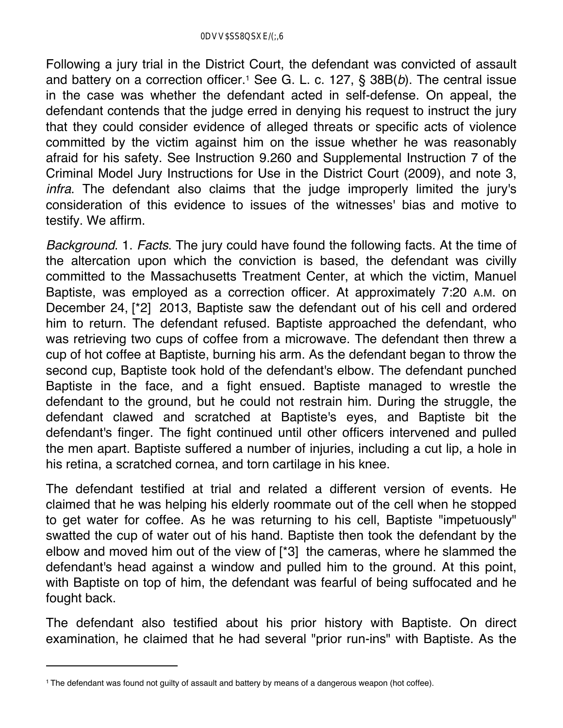Following a jury trial in the District Court, the defendant was convicted of assault and battery on a correction officer.[1] See G. L. c. 127, § 38B(*b*). The central issue in the case was whether the defendant acted in self-defense. On appeal, the defendant contends that the judge erred in denying his request to instruct the jury that they could consider evidence of alleged threats or specific acts of violence committed by the victim against him on the issue whether he was reasonably afraid for his safety. See Instruction 9.260 and Supplemental Instruction 7 of the Criminal Model Jury Instructions for Use in the District Court (2009), and note 3, *infra*. The defendant also claims that the judge improperly limited the jury's consideration of this evidence to issues of the witnesses' bias and motive to testify. We affirm.

*Background*. 1. *Facts*. The jury could have found the following facts. At the time of the altercation upon which the conviction is based, the defendant was civilly committed to the Massachusetts Treatment Center, at which the victim, Manuel Baptiste, was employed as a correction officer. At approximately 7:20 A.M. on December 24, [*2] 2013, Baptiste saw the defendant out of his cell and ordered him to return. The defendant refused. Baptiste approached the defendant, who was retrieving two cups of coffee from a microwave. The defendant then threw a cup of hot coffee at Baptiste, burning his arm. As the defendant began to throw the second cup, Baptiste took hold of the defendant's elbow. The defendant punched Baptiste in the face, and a fight ensued. Baptiste managed to wrestle the defendant to the ground, but he could not restrain him. During the struggle, the defendant clawed and scratched at Baptiste's eyes, and Baptiste bit the defendant's finger. The fight continued until other officers intervened and pulled the men apart. Baptiste suffered a number of injuries, including a cut lip, a hole in his retina, a scratched cornea, and torn cartilage in his knee.

The defendant testified at trial and related a different version of events. He claimed that he was helping his elderly roommate out of the cell when he stopped to get water for coffee. As he was returning to his cell, Baptiste "impetuously" swatted the cup of water out of his hand. Baptiste then took the defendant by the elbow and moved him out of the view of [*3] the cameras, where he slammed the defendant's head against a window and pulled him to the ground. At this point, with Baptiste on top of him, the defendant was fearful of being suffocated and he fought back.

The defendant also testified about his prior history with Baptiste. On direct examination, he claimed that he had several "prior run-ins" with Baptiste. As the

---

[1] The defendant was found not guilty of assault and battery by means of a dangerous weapon (hot coffee).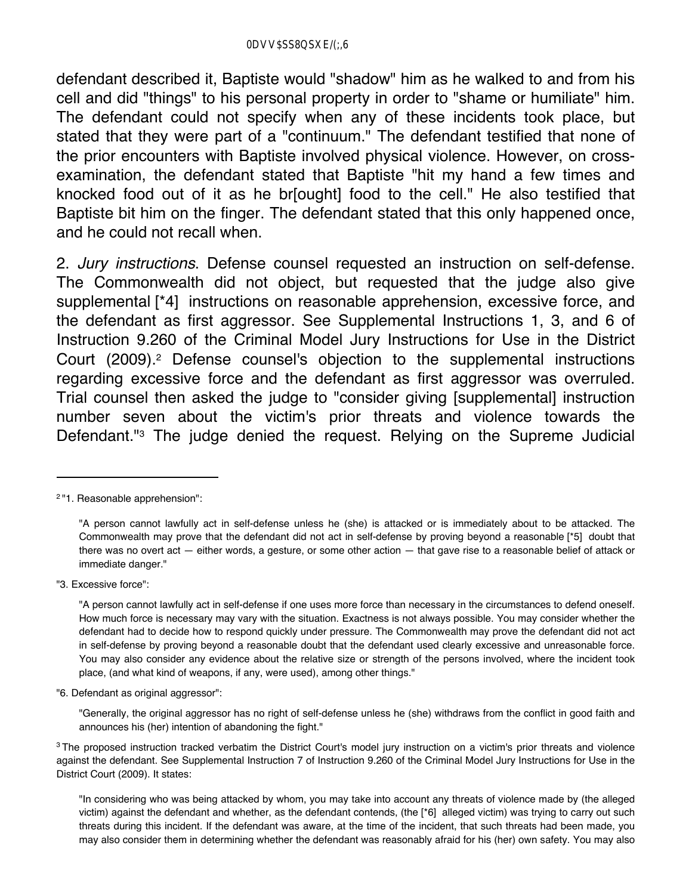defendant described it, Baptiste would "shadow" him as he walked to and from his cell and did "things" to his personal property in order to "shame or humiliate" him. The defendant could not specify when any of these incidents took place, but stated that they were part of a "continuum." The defendant testified that none of the prior encounters with Baptiste involved physical violence. However, on cross-examination, the defendant stated that Baptiste "hit my hand a few times and knocked food out of it as he br[ought] food to the cell." He also testified that Baptiste bit him on the finger. The defendant stated that this only happened once, and he could not recall when.

2. *Jury instructions*. Defense counsel requested an instruction on self-defense. The Commonwealth did not object, but requested that the judge also give supplemental [*4] instructions on reasonable apprehension, excessive force, and the defendant as first aggressor. See Supplemental Instructions 1, 3, and 6 of Instruction 9.260 of the Criminal Model Jury Instructions for Use in the District Court (2009).[2] Defense counsel's objection to the supplemental instructions regarding excessive force and the defendant as first aggressor was overruled. Trial counsel then asked the judge to "consider giving [supplemental] instruction number seven about the victim's prior threats and violence towards the Defendant."[3] The judge denied the request. Relying on the Supreme Judicial

---

[2] "1. Reasonable apprehension":

> "A person cannot lawfully act in self-defense unless he (she) is attacked or is immediately about to be attacked. The Commonwealth may prove that the defendant did not act in self-defense by proving beyond a reasonable [*5] doubt that there was no overt act — either words, a gesture, or some other action — that gave rise to a reasonable belief of attack or immediate danger."

"3. Excessive force":

> "A person cannot lawfully act in self-defense if one uses more force than necessary in the circumstances to defend oneself. How much force is necessary may vary with the situation. Exactness is not always possible. You may consider whether the defendant had to decide how to respond quickly under pressure. The Commonwealth may prove the defendant did not act in self-defense by proving beyond a reasonable doubt that the defendant used clearly excessive and unreasonable force. You may also consider any evidence about the relative size or strength of the persons involved, where the incident took place, (and what kind of weapons, if any, were used), among other things."

"6. Defendant as original aggressor":

> "Generally, the original aggressor has no right of self-defense unless he (she) withdraws from the conflict in good faith and announces his (her) intention of abandoning the fight."

[3] The proposed instruction tracked verbatim the District Court's model jury instruction on a victim's prior threats and violence against the defendant. See Supplemental Instruction 7 of Instruction 9.260 of the Criminal Model Jury Instructions for Use in the District Court (2009). It states:

> "In considering who was being attacked by whom, you may take into account any threats of violence made by (the alleged victim) against the defendant and whether, as the defendant contends, (the [*6] alleged victim) was trying to carry out such threats during this incident. If the defendant was aware, at the time of the incident, that such threats had been made, you may also consider them in determining whether the defendant was reasonably afraid for his (her) own safety. You may also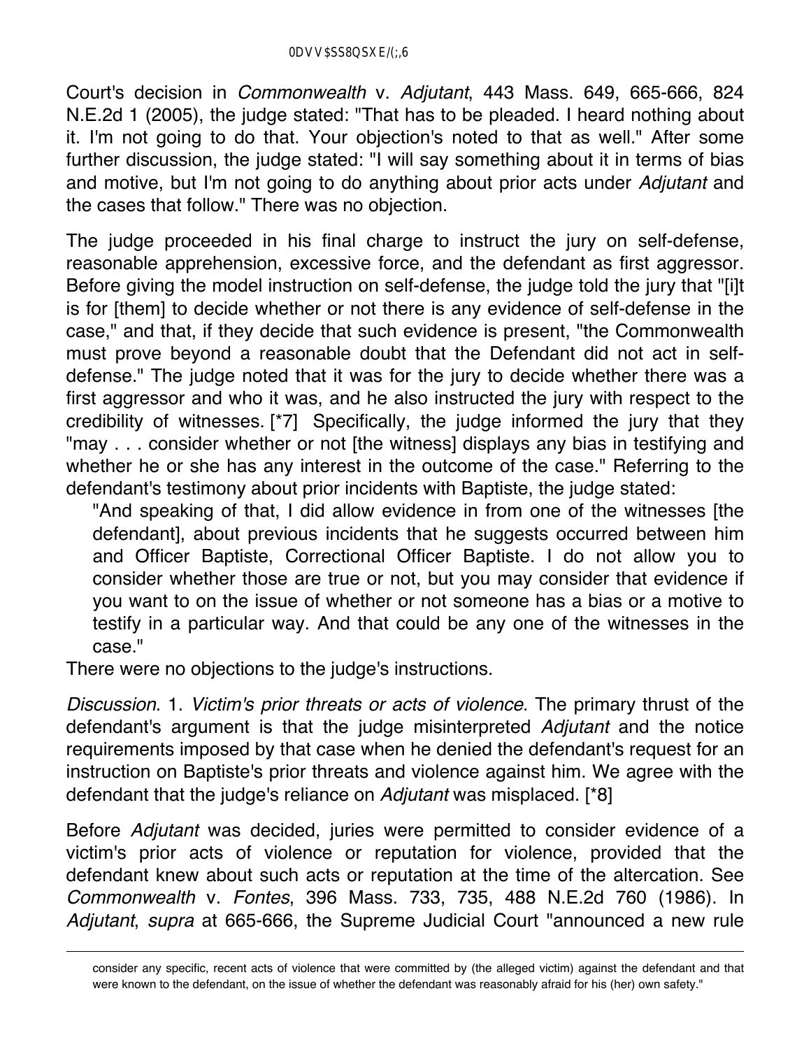Court's decision in *Commonwealth* v. *Adjutant*, 443 Mass. 649, 665-666, 824 N.E.2d 1 (2005), the judge stated: "That has to be pleaded. I heard nothing about it. I'm not going to do that. Your objection's noted to that as well." After some further discussion, the judge stated: "I will say something about it in terms of bias and motive, but I'm not going to do anything about prior acts under *Adjutant* and the cases that follow." There was no objection.

The judge proceeded in his final charge to instruct the jury on self-defense, reasonable apprehension, excessive force, and the defendant as first aggressor. Before giving the model instruction on self-defense, the judge told the jury that "[i]t is for [them] to decide whether or not there is any evidence of self-defense in the case," and that, if they decide that such evidence is present, "the Commonwealth must prove beyond a reasonable doubt that the Defendant did not act in self-defense." The judge noted that it was for the jury to decide whether there was a first aggressor and who it was, and he also instructed the jury with respect to the credibility of witnesses. [*7] Specifically, the judge informed the jury that they "may . . . consider whether or not [the witness] displays any bias in testifying and whether he or she has any interest in the outcome of the case." Referring to the defendant's testimony about prior incidents with Baptiste, the judge stated:

> "And speaking of that, I did allow evidence in from one of the witnesses [the defendant], about previous incidents that he suggests occurred between him and Officer Baptiste, Correctional Officer Baptiste. I do not allow you to consider whether those are true or not, but you may consider that evidence if you want to on the issue of whether or not someone has a bias or a motive to testify in a particular way. And that could be any one of the witnesses in the case."

There were no objections to the judge's instructions.

*Discussion*. 1. *Victim's prior threats or acts of violence*. The primary thrust of the defendant's argument is that the judge misinterpreted *Adjutant* and the notice requirements imposed by that case when he denied the defendant's request for an instruction on Baptiste's prior threats and violence against him. We agree with the defendant that the judge's reliance on *Adjutant* was misplaced. [*8]

Before *Adjutant* was decided, juries were permitted to consider evidence of a victim's prior acts of violence or reputation for violence, provided that the defendant knew about such acts or reputation at the time of the altercation. See *Commonwealth* v. *Fontes*, 396 Mass. 733, 735, 488 N.E.2d 760 (1986). In *Adjutant*, *supra* at 665-666, the Supreme Judicial Court "announced a new rule

---

consider any specific, recent acts of violence that were committed by (the alleged victim) against the defendant and that were known to the defendant, on the issue of whether the defendant was reasonably afraid for his (her) own safety."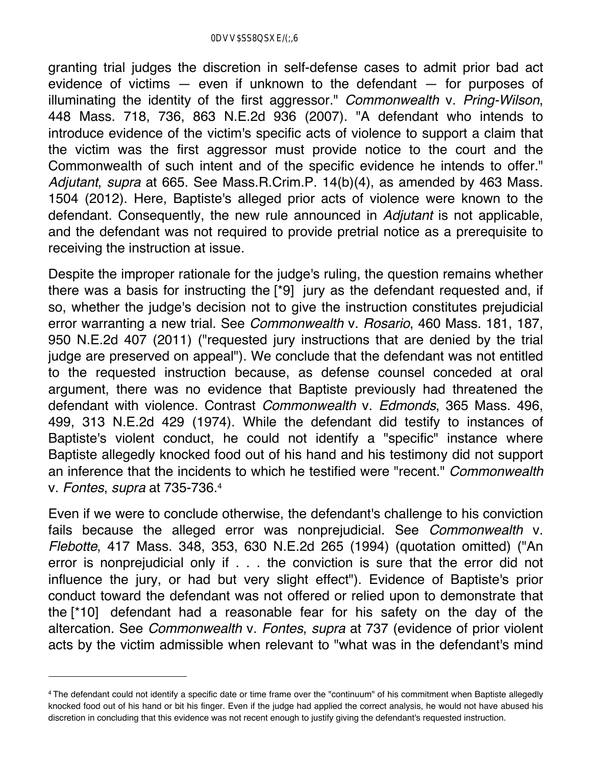granting trial judges the discretion in self-defense cases to admit prior bad act evidence of victims — even if unknown to the defendant — for purposes of illuminating the identity of the first aggressor." *Commonwealth* v. *Pring-Wilson*, 448 Mass. 718, 736, 863 N.E.2d 936 (2007). "A defendant who intends to introduce evidence of the victim's specific acts of violence to support a claim that the victim was the first aggressor must provide notice to the court and the Commonwealth of such intent and of the specific evidence he intends to offer." *Adjutant*, *supra* at 665. See Mass.R.Crim.P. 14(b)(4), as amended by 463 Mass. 1504 (2012). Here, Baptiste's alleged prior acts of violence were known to the defendant. Consequently, the new rule announced in *Adjutant* is not applicable, and the defendant was not required to provide pretrial notice as a prerequisite to receiving the instruction at issue.

Despite the improper rationale for the judge's ruling, the question remains whether there was a basis for instructing the [*9] jury as the defendant requested and, if so, whether the judge's decision not to give the instruction constitutes prejudicial error warranting a new trial. See *Commonwealth* v. *Rosario*, 460 Mass. 181, 187, 950 N.E.2d 407 (2011) ("requested jury instructions that are denied by the trial judge are preserved on appeal"). We conclude that the defendant was not entitled to the requested instruction because, as defense counsel conceded at oral argument, there was no evidence that Baptiste previously had threatened the defendant with violence. Contrast *Commonwealth* v. *Edmonds*, 365 Mass. 496, 499, 313 N.E.2d 429 (1974). While the defendant did testify to instances of Baptiste's violent conduct, he could not identify a "specific" instance where Baptiste allegedly knocked food out of his hand and his testimony did not support an inference that the incidents to which he testified were "recent." *Commonwealth* v. *Fontes*, *supra* at 735-736.[4]

Even if we were to conclude otherwise, the defendant's challenge to his conviction fails because the alleged error was nonprejudicial. See *Commonwealth* v. *Flebotte*, 417 Mass. 348, 353, 630 N.E.2d 265 (1994) (quotation omitted) ("An error is nonprejudicial only if . . . the conviction is sure that the error did not influence the jury, or had but very slight effect"). Evidence of Baptiste's prior conduct toward the defendant was not offered or relied upon to demonstrate that the [*10] defendant had a reasonable fear for his safety on the day of the altercation. See *Commonwealth* v. *Fontes*, *supra* at 737 (evidence of prior violent acts by the victim admissible when relevant to "what was in the defendant's mind

---

[4] The defendant could not identify a specific date or time frame over the "continuum" of his commitment when Baptiste allegedly knocked food out of his hand or bit his finger. Even if the judge had applied the correct analysis, he would not have abused his discretion in concluding that this evidence was not recent enough to justify giving the defendant's requested instruction.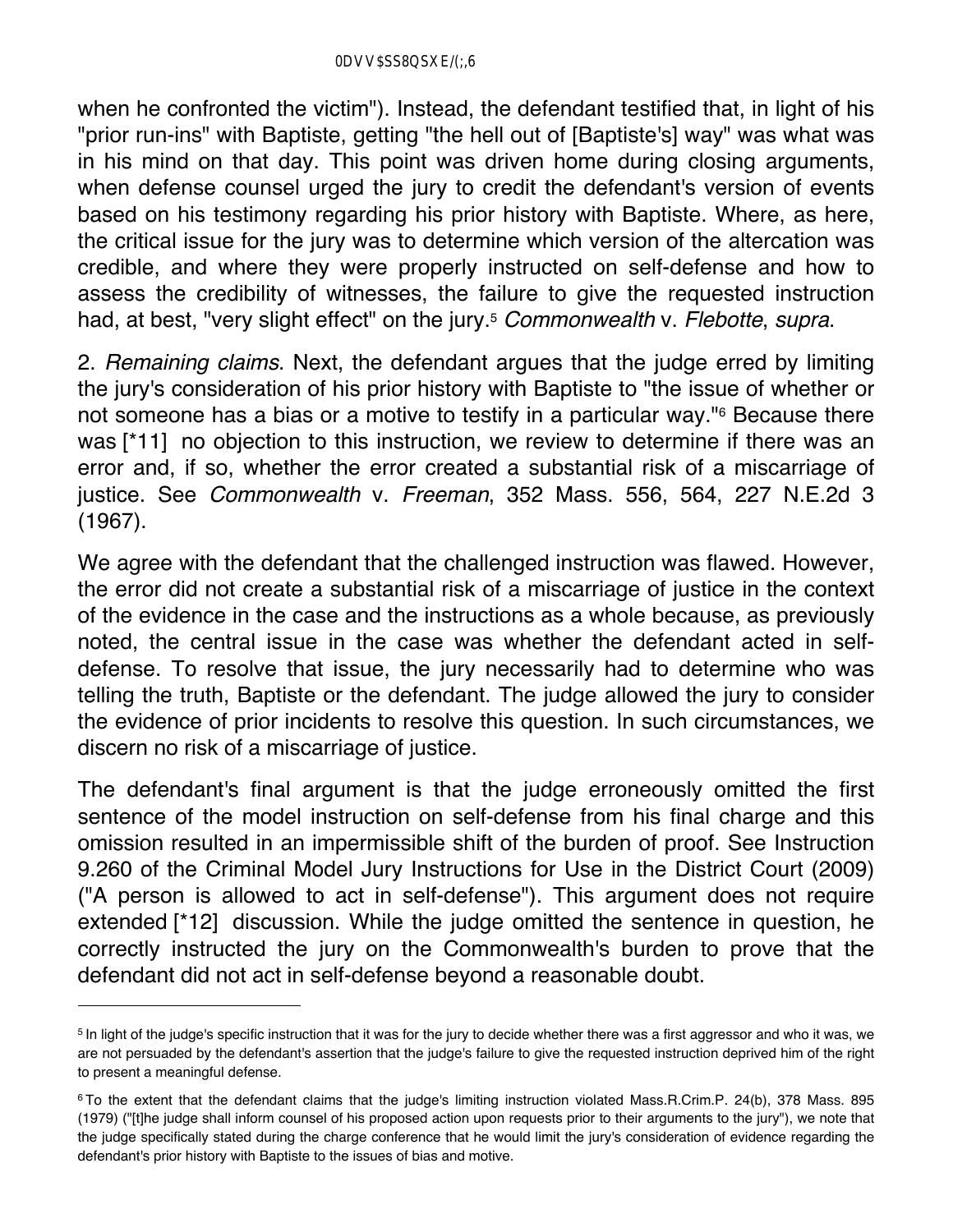when he confronted the victim"). Instead, the defendant testified that, in light of his "prior run-ins" with Baptiste, getting "the hell out of [Baptiste's] way" was what was in his mind on that day. This point was driven home during closing arguments, when defense counsel urged the jury to credit the defendant's version of events based on his testimony regarding his prior history with Baptiste. Where, as here, the critical issue for the jury was to determine which version of the altercation was credible, and where they were properly instructed on self-defense and how to assess the credibility of witnesses, the failure to give the requested instruction had, at best, "very slight effect" on the jury.[5] *Commonwealth* v. *Flebotte*, *supra*.

2. *Remaining claims*. Next, the defendant argues that the judge erred by limiting the jury's consideration of his prior history with Baptiste to "the issue of whether or not someone has a bias or a motive to testify in a particular way."[6] Because there was [*11] no objection to this instruction, we review to determine if there was an error and, if so, whether the error created a substantial risk of a miscarriage of justice. See *Commonwealth* v. *Freeman*, 352 Mass. 556, 564, 227 N.E.2d 3 (1967).

We agree with the defendant that the challenged instruction was flawed. However, the error did not create a substantial risk of a miscarriage of justice in the context of the evidence in the case and the instructions as a whole because, as previously noted, the central issue in the case was whether the defendant acted in self-defense. To resolve that issue, the jury necessarily had to determine who was telling the truth, Baptiste or the defendant. The judge allowed the jury to consider the evidence of prior incidents to resolve this question. In such circumstances, we discern no risk of a miscarriage of justice.

The defendant's final argument is that the judge erroneously omitted the first sentence of the model instruction on self-defense from his final charge and this omission resulted in an impermissible shift of the burden of proof. See Instruction 9.260 of the Criminal Model Jury Instructions for Use in the District Court (2009) ("A person is allowed to act in self-defense"). This argument does not require extended [*12] discussion. While the judge omitted the sentence in question, he correctly instructed the jury on the Commonwealth's burden to prove that the defendant did not act in self-defense beyond a reasonable doubt.

---

[5] In light of the judge's specific instruction that it was for the jury to decide whether there was a first aggressor and who it was, we are not persuaded by the defendant's assertion that the judge's failure to give the requested instruction deprived him of the right to present a meaningful defense.

[6] To the extent that the defendant claims that the judge's limiting instruction violated Mass.R.Crim.P. 24(b), 378 Mass. 895 (1979) ("[t]he judge shall inform counsel of his proposed action upon requests prior to their arguments to the jury"), we note that the judge specifically stated during the charge conference that he would limit the jury's consideration of evidence regarding the defendant's prior history with Baptiste to the issues of bias and motive.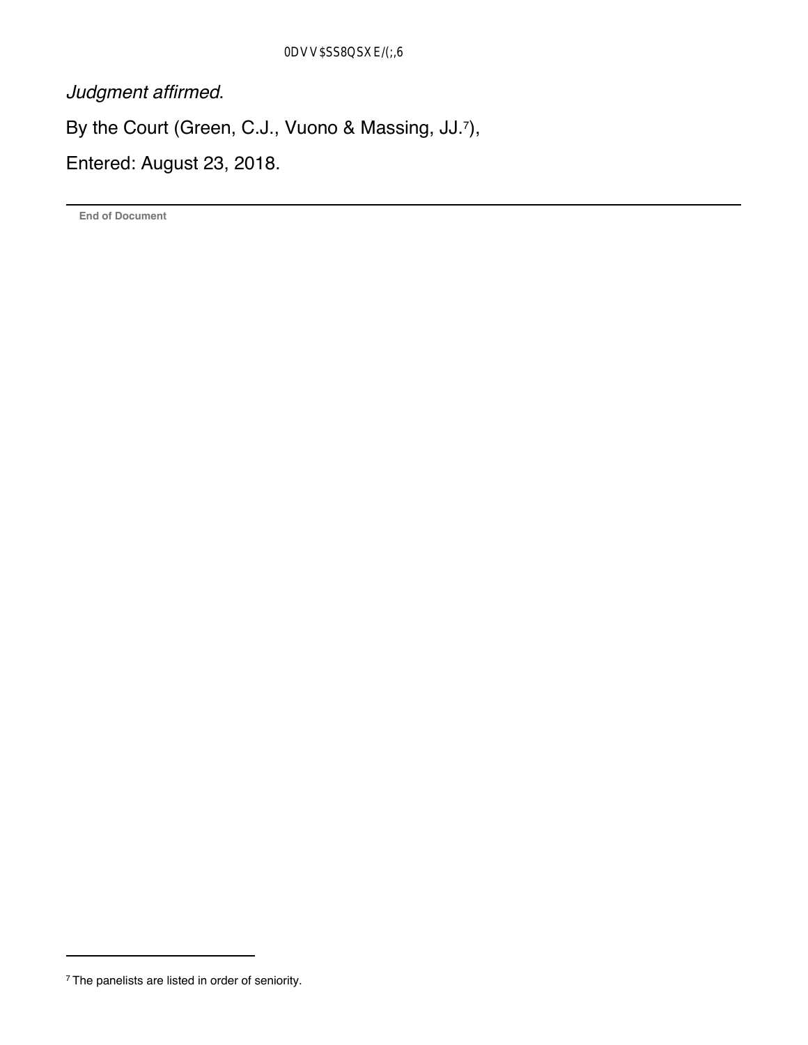*Judgment affirmed*.

By the Court (Green, C.J., Vuono & Massing, JJ.[7]),

Entered: August 23, 2018.

End of Document

[7] The panelists are listed in order of seniority.